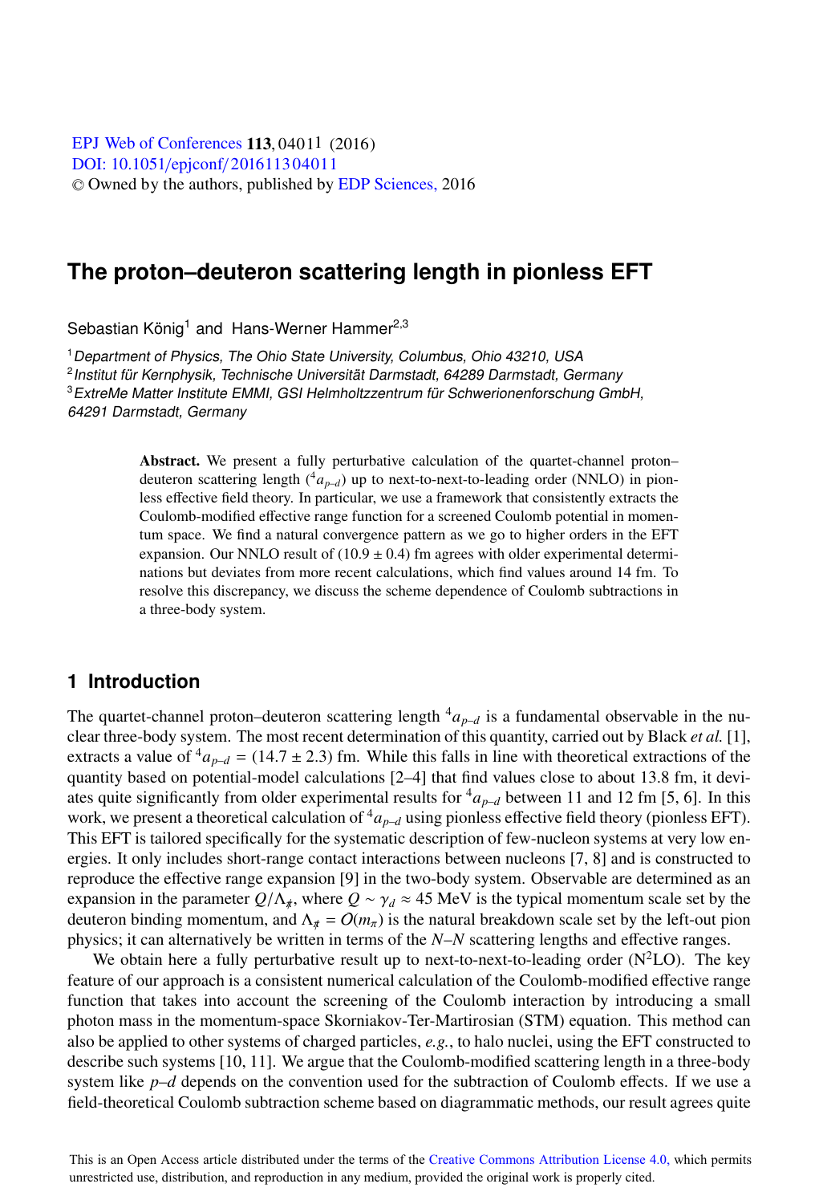# The proton–deuteron scattering length in pionless EFT

Sebastian König[1] and Hans-Werner Hammer[2,3]

[1] *Department of Physics, The Ohio State University, Columbus, Ohio 43210, USA*
[2] *Institut für Kernphysik, Technische Universität Darmstadt, 64289 Darmstadt, Germany*
[3] *ExtreMe Matter Institute EMMI, GSI Helmholtzzentrum für Schwerionenforschung GmbH, 64291 Darmstadt, Germany*

**Abstract.** We present a fully perturbative calculation of the quartet-channel proton–deuteron scattering length (${}^4a_{p\text{–}d}$) up to next-to-next-to-leading order (NNLO) in pionless effective field theory. In particular, we use a framework that consistently extracts the Coulomb-modified effective range function for a screened Coulomb potential in momentum space. We find a natural convergence pattern as we go to higher orders in the EFT expansion. Our NNLO result of $(10.9 \pm 0.4)$ fm agrees with older experimental determinations but deviates from more recent calculations, which find values around 14 fm. To resolve this discrepancy, we discuss the scheme dependence of Coulomb subtractions in a three-body system.

## 1 Introduction

The quartet-channel proton–deuteron scattering length ${}^4a_{p\text{–}d}$ is a fundamental observable in the nuclear three-body system. The most recent determination of this quantity, carried out by Black *et al.* [1], extracts a value of ${}^4a_{p\text{–}d} = (14.7 \pm 2.3)$ fm. While this falls in line with theoretical extractions of the quantity based on potential-model calculations [2–4] that find values close to about 13.8 fm, it deviates quite significantly from older experimental results for ${}^4a_{p\text{–}d}$ between 11 and 12 fm [5, 6]. In this work, we present a theoretical calculation of ${}^4a_{p\text{–}d}$ using pionless effective field theory (pionless EFT). This EFT is tailored specifically for the systematic description of few-nucleon systems at very low energies. It only includes short-range contact interactions between nucleons [7, 8] and is constructed to reproduce the effective range expansion [9] in the two-body system. Observable are determined as an expansion in the parameter $Q/\Lambda_{\not\pi}$, where $Q \sim \gamma_d \approx 45$ MeV is the typical momentum scale set by the deuteron binding momentum, and $\Lambda_{\not\pi} = O(m_\pi)$ is the natural breakdown scale set by the left-out pion physics; it can alternatively be written in terms of the $N$–$N$ scattering lengths and effective ranges.

We obtain here a fully perturbative result up to next-to-next-to-leading order (N$^2$LO). The key feature of our approach is a consistent numerical calculation of the Coulomb-modified effective range function that takes into account the screening of the Coulomb interaction by introducing a small photon mass in the momentum-space Skorniakov-Ter-Martirosian (STM) equation. This method can also be applied to other systems of charged particles, *e.g.*, to halo nuclei, using the EFT constructed to describe such systems [10, 11]. We argue that the Coulomb-modified scattering length in a three-body system like $p$–$d$ depends on the convention used for the subtraction of Coulomb effects. If we use a field-theoretical Coulomb subtraction scheme based on diagrammatic methods, our result agrees quite

This is an Open Access article distributed under the terms of the Creative Commons Attribution License 4.0, which permits unrestricted use, distribution, and reproduction in any medium, provided the original work is properly cited.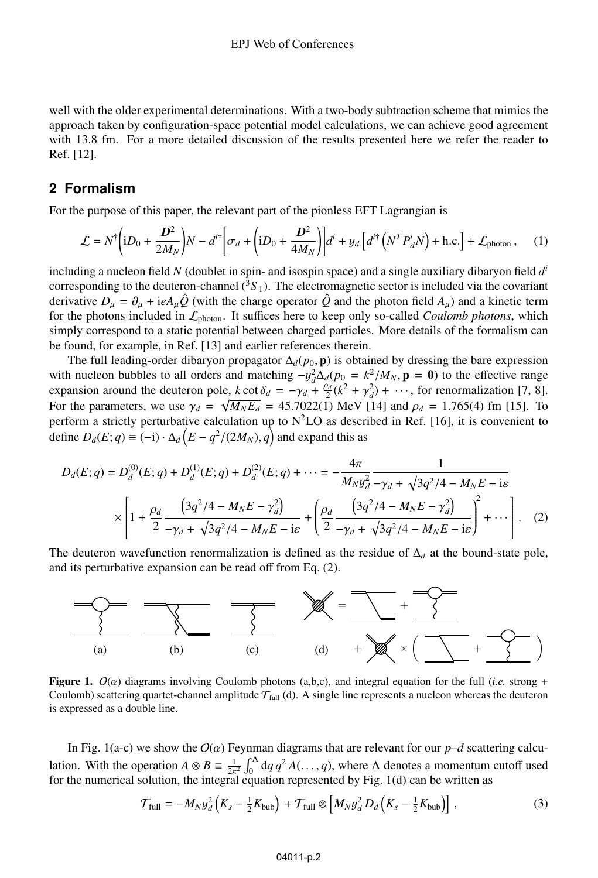well with the older experimental determinations. With a two-body subtraction scheme that mimics the approach taken by configuration-space potential model calculations, we can achieve good agreement with 13.8 fm. For a more detailed discussion of the results presented here we refer the reader to Ref. [12].

## 2 Formalism

For the purpose of this paper, the relevant part of the pionless EFT Lagrangian is

$$\mathcal{L} = N^\dagger\left(\mathrm{i}D_0 + \frac{\boldsymbol{D}^2}{2M_N}\right)N - d^{i\dagger}\left[\sigma_d + \left(\mathrm{i}D_0 + \frac{\boldsymbol{D}^2}{4M_N}\right)\right]d^i + y_d\left[d^{i\dagger}\left(N^T P_d^i N\right) + \text{h.c.}\right] + \mathcal{L}_{\text{photon}}\,, \tag{1}$$

including a nucleon field $N$ (doublet in spin- and isospin space) and a single auxiliary dibaryon field $d^i$ corresponding to the deuteron-channel ($^3S_1$). The electromagnetic sector is included via the covariant derivative $D_\mu = \partial_\mu + \mathrm{i}eA_\mu\hat{Q}$ (with the charge operator $\hat{Q}$ and the photon field $A_\mu$) and a kinetic term for the photons included in $\mathcal{L}_{\text{photon}}$. It suffices here to keep only so-called *Coulomb photons*, which simply correspond to a static potential between charged particles. More details of the formalism can be found, for example, in Ref. [13] and earlier references therein.

The full leading-order dibaryon propagator $\Delta_d(p_0, \mathbf{p})$ is obtained by dressing the bare expression with nucleon bubbles to all orders and matching $-y_d^2\Delta_d(p_0 = k^2/M_N, \mathbf{p} = \mathbf{0})$ to the effective range expansion around the deuteron pole, $k\cot\delta_d = -\gamma_d + \frac{\rho_d}{2}(k^2 + \gamma_d^2) + \cdots$, for renormalization [7, 8]. For the parameters, we use $\gamma_d = \sqrt{M_N E_d} = 45.7022(1)$ MeV [14] and $\rho_d = 1.765(4)$ fm [15]. To perform a strictly perturbative calculation up to N$^2$LO as described in Ref. [16], it is convenient to define $D_d(E; q) \equiv (-\mathrm{i})\cdot\Delta_d\left(E - q^2/(2M_N), q\right)$ and expand this as

$$\begin{aligned} D_d(E; q) = D_d^{(0)}(E; q) + D_d^{(1)}(E; q) + D_d^{(2)}(E; q) + \cdots = -\frac{4\pi}{M_N y_d^2}\frac{1}{-\gamma_d + \sqrt{3q^2/4 - M_N E - \mathrm{i}\varepsilon}} \\ \times\left[1 + \frac{\rho_d}{2}\frac{\left(3q^2/4 - M_N E - \gamma_d^2\right)}{-\gamma_d + \sqrt{3q^2/4 - M_N E - \mathrm{i}\varepsilon}} + \left(\frac{\rho_d}{2}\frac{\left(3q^2/4 - M_N E - \gamma_d^2\right)}{-\gamma_d + \sqrt{3q^2/4 - M_N E - \mathrm{i}\varepsilon}}\right)^2 + \cdots\right]. \end{aligned} \tag{2}$$

The deuteron wavefunction renormalization is defined as the residue of $\Delta_d$ at the bound-state pole, and its perturbative expansion can be read off from Eq. (2).

**Figure 1.** $O(\alpha)$ diagrams involving Coulomb photons (a,b,c), and integral equation for the full (*i.e.* strong + Coulomb) scattering quartet-channel amplitude $\mathcal{T}_{\text{full}}$ (d). A single line represents a nucleon whereas the deuteron is expressed as a double line.

In Fig. 1(a-c) we show the $O(\alpha)$ Feynman diagrams that are relevant for our $p$–$d$ scattering calculation. With the operation $A \otimes B \equiv \frac{1}{2\pi^2}\int_0^\Lambda \mathrm{d}q\, q^2 A(\ldots, q)$, where $\Lambda$ denotes a momentum cutoff used for the numerical solution, the integral equation represented by Fig. 1(d) can be written as

$$\mathcal{T}_{\text{full}} = -M_N y_d^2\left(K_s - \tfrac{1}{2}K_{\text{bub}}\right) + \mathcal{T}_{\text{full}} \otimes \left[M_N y_d^2 D_d\left(K_s - \tfrac{1}{2}K_{\text{bub}}\right)\right], \tag{3}$$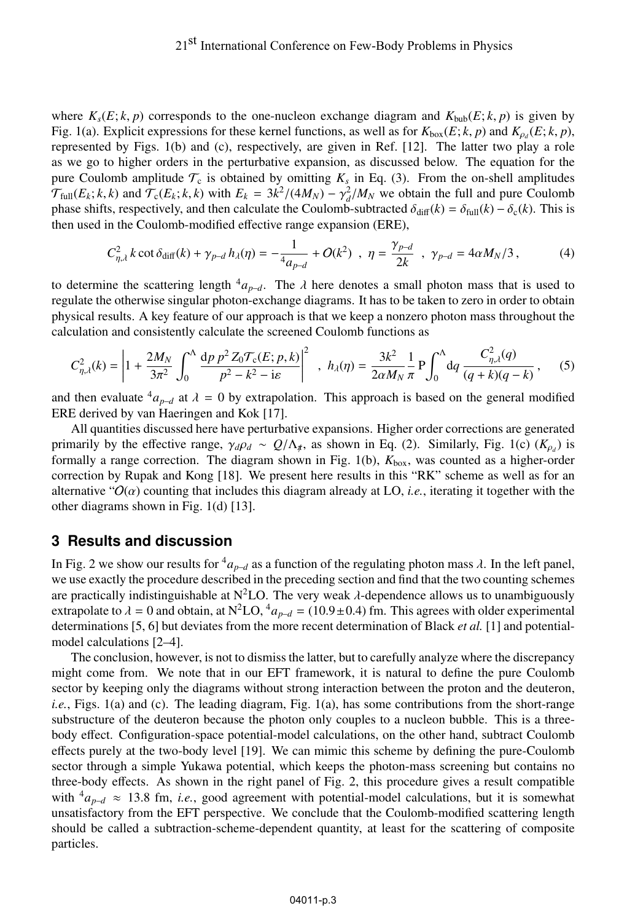where $K_s(E;k,p)$ corresponds to the one-nucleon exchange diagram and $K_{\rm bub}(E;k,p)$ is given by Fig. 1(a). Explicit expressions for these kernel functions, as well as for $K_{\rm box}(E;k,p)$ and $K_{\rho_d}(E;k,p)$, represented by Figs. 1(b) and (c), respectively, are given in Ref. [12]. The latter two play a role as we go to higher orders in the perturbative expansion, as discussed below. The equation for the pure Coulomb amplitude $\mathcal{T}_{\rm c}$ is obtained by omitting $K_s$ in Eq. (3). From the on-shell amplitudes $\mathcal{T}_{\rm full}(E_k;k,k)$ and $\mathcal{T}_{\rm c}(E_k;k,k)$ with $E_k = 3k^2/(4M_N) - \gamma_d^2/M_N$ we obtain the full and pure Coulomb phase shifts, respectively, and then calculate the Coulomb-subtracted $\delta_{\rm diff}(k) = \delta_{\rm full}(k) - \delta_{\rm c}(k)$. This is then used in the Coulomb-modified effective range expansion (ERE),

$$C^2_{\eta,\lambda}\, k\cot\delta_{\rm diff}(k) + \gamma_{p\text{–}d}\, h_\lambda(\eta) = -\frac{1}{{}^4a_{p\text{–}d}} + O(k^2)\ ,\ \eta = \frac{\gamma_{p\text{–}d}}{2k}\ ,\ \gamma_{p\text{–}d} = 4\alpha M_N/3\,, \tag{4}$$

to determine the scattering length ${}^4a_{p\text{–}d}$. The $\lambda$ here denotes a small photon mass that is used to regulate the otherwise singular photon-exchange diagrams. It has to be taken to zero in order to obtain physical results. A key feature of our approach is that we keep a nonzero photon mass throughout the calculation and consistently calculate the screened Coulomb functions as

$$C^2_{\eta,\lambda}(k) = \left|1 + \frac{2M_N}{3\pi^2}\int_0^\Lambda \frac{\mathrm{d}p\, p^2\, Z_0\mathcal{T}_{\rm c}(E;p,k)}{p^2 - k^2 - \mathrm{i}\varepsilon}\right|^2\ ,\ h_\lambda(\eta) = \frac{3k^2}{2\alpha M_N}\frac{1}{\pi}\,\mathrm{P}\int_0^\Lambda \mathrm{d}q\, \frac{C^2_{\eta,\lambda}(q)}{(q+k)(q-k)}\,, \tag{5}$$

and then evaluate ${}^4a_{p\text{–}d}$ at $\lambda = 0$ by extrapolation. This approach is based on the general modified ERE derived by van Haeringen and Kok [17].

All quantities discussed here have perturbative expansions. Higher order corrections are generated primarily by the effective range, $\gamma_d\rho_d \sim Q/\Lambda_{\not\pi}$, as shown in Eq. (2). Similarly, Fig. 1(c) ($K_{\rho_d}$) is formally a range correction. The diagram shown in Fig. 1(b), $K_{\rm box}$, was counted as a higher-order correction by Rupak and Kong [18]. We present here results in this "RK" scheme as well as for an alternative "$O(\alpha)$ counting that includes this diagram already at LO, *i.e.*, iterating it together with the other diagrams shown in Fig. 1(d) [13].

## 3 Results and discussion

In Fig. 2 we show our results for ${}^4a_{p\text{–}d}$ as a function of the regulating photon mass $\lambda$. In the left panel, we use exactly the procedure described in the preceding section and find that the two counting schemes are practically indistinguishable at N$^2$LO. The very weak $\lambda$-dependence allows us to unambiguously extrapolate to $\lambda = 0$ and obtain, at N$^2$LO, ${}^4a_{p\text{–}d} = (10.9 \pm 0.4)$ fm. This agrees with older experimental determinations [5, 6] but deviates from the more recent determination of Black *et al.* [1] and potential-model calculations [2–4].

The conclusion, however, is not to dismiss the latter, but to carefully analyze where the discrepancy might come from. We note that in our EFT framework, it is natural to define the pure Coulomb sector by keeping only the diagrams without strong interaction between the proton and the deuteron, *i.e.*, Figs. 1(a) and (c). The leading diagram, Fig. 1(a), has some contributions from the short-range substructure of the deuteron because the photon only couples to a nucleon bubble. This is a three-body effect. Configuration-space potential-model calculations, on the other hand, subtract Coulomb effects purely at the two-body level [19]. We can mimic this scheme by defining the pure-Coulomb sector through a simple Yukawa potential, which keeps the photon-mass screening but contains no three-body effects. As shown in the right panel of Fig. 2, this procedure gives a result compatible with ${}^4a_{p\text{–}d} \approx 13.8$ fm, *i.e.*, good agreement with potential-model calculations, but it is somewhat unsatisfactory from the EFT perspective. We conclude that the Coulomb-modified scattering length should be called a subtraction-scheme-dependent quantity, at least for the scattering of composite particles.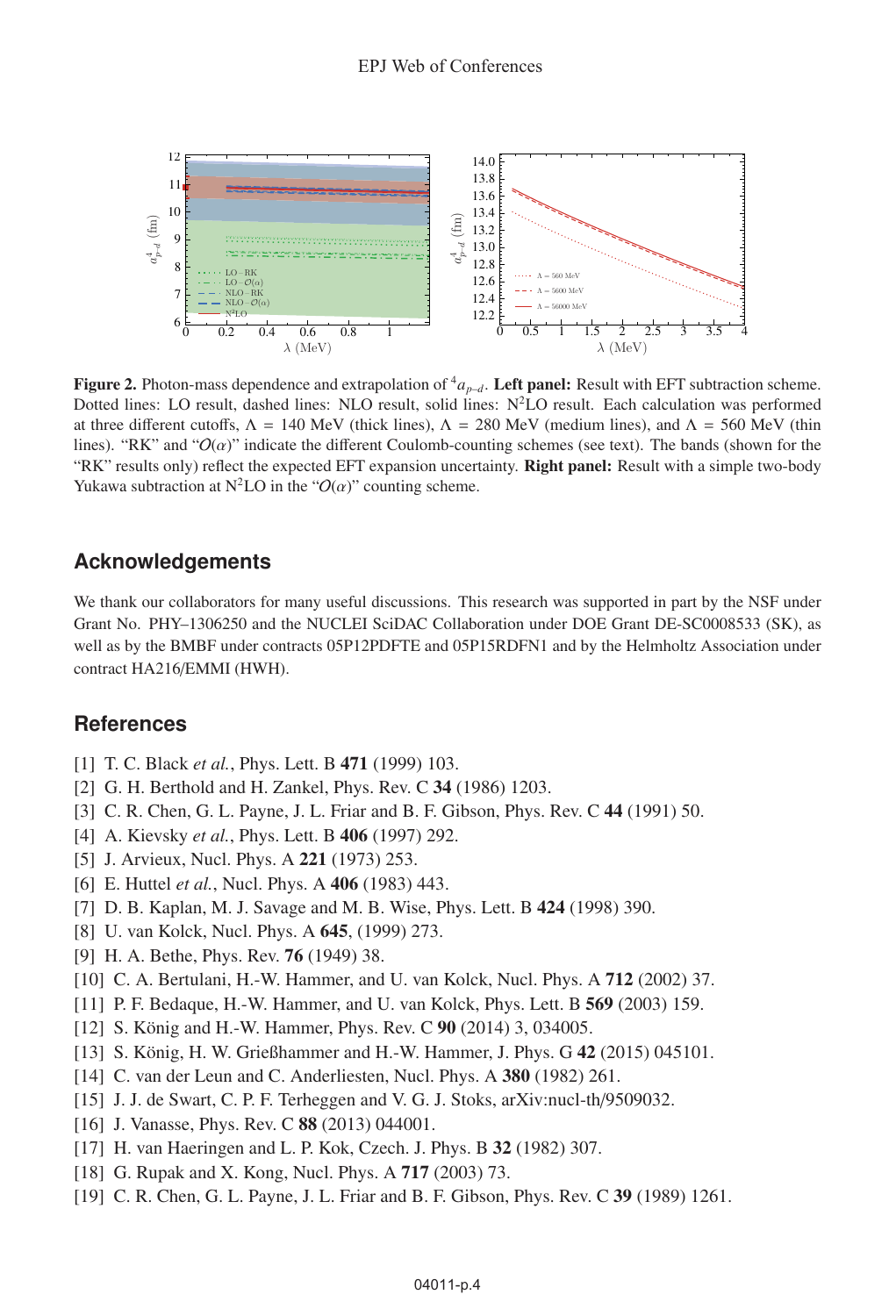12
11
10
9
8
7
6
0 0.2 0.4 0.6 0.8 1
$a^4_{p-d}$ (fm)
$\lambda$ (MeV)
LO – RK
LO – $\mathcal{O}(\alpha)$
NLO – RK
NLO – $\mathcal{O}(\alpha)$
N²LO

14.0
13.8
13.6
13.4
13.2
13.0
12.8
12.6
12.4
12.2
0 0.5 1 1.5 2 2.5 3 3.5 4
$a^4_{p-d}$ (fm)
$\lambda$ (MeV)
$\Lambda$ = 560 MeV
$\Lambda$ = 5600 MeV
$\Lambda$ = 56000 MeV

**Figure 2.** Photon-mass dependence and extrapolation of ${}^4a_{p\text{–}d}$. **Left panel:** Result with EFT subtraction scheme. Dotted lines: LO result, dashed lines: NLO result, solid lines: N$^2$LO result. Each calculation was performed at three different cutoffs, $\Lambda$ = 140 MeV (thick lines), $\Lambda$ = 280 MeV (medium lines), and $\Lambda$ = 560 MeV (thin lines). "RK" and "$\mathcal{O}(\alpha)$" indicate the different Coulomb-counting schemes (see text). The bands (shown for the "RK" results only) reflect the expected EFT expansion uncertainty. **Right panel:** Result with a simple two-body Yukawa subtraction at N$^2$LO in the "$\mathcal{O}(\alpha)$" counting scheme.

## Acknowledgements

We thank our collaborators for many useful discussions. This research was supported in part by the NSF under Grant No. PHY–1306250 and the NUCLEI SciDAC Collaboration under DOE Grant DE-SC0008533 (SK), as well as by the BMBF under contracts 05P12PDFTE and 05P15RDFN1 and by the Helmholtz Association under contract HA216/EMMI (HWH).

## References

[1] T. C. Black *et al.*, Phys. Lett. B **471** (1999) 103.
[2] G. H. Berthold and H. Zankel, Phys. Rev. C **34** (1986) 1203.
[3] C. R. Chen, G. L. Payne, J. L. Friar and B. F. Gibson, Phys. Rev. C **44** (1991) 50.
[4] A. Kievsky *et al.*, Phys. Lett. B **406** (1997) 292.
[5] J. Arvieux, Nucl. Phys. A **221** (1973) 253.
[6] E. Huttel *et al.*, Nucl. Phys. A **406** (1983) 443.
[7] D. B. Kaplan, M. J. Savage and M. B. Wise, Phys. Lett. B **424** (1998) 390.
[8] U. van Kolck, Nucl. Phys. A **645**, (1999) 273.
[9] H. A. Bethe, Phys. Rev. **76** (1949) 38.
[10] C. A. Bertulani, H.-W. Hammer, and U. van Kolck, Nucl. Phys. A **712** (2002) 37.
[11] P. F. Bedaque, H.-W. Hammer, and U. van Kolck, Phys. Lett. B **569** (2003) 159.
[12] S. König and H.-W. Hammer, Phys. Rev. C **90** (2014) 3, 034005.
[13] S. König, H. W. Grießhammer and H.-W. Hammer, J. Phys. G **42** (2015) 045101.
[14] C. van der Leun and C. Anderliesten, Nucl. Phys. A **380** (1982) 261.
[15] J. J. de Swart, C. P. F. Terheggen and V. G. J. Stoks, arXiv:nucl-th/9509032.
[16] J. Vanasse, Phys. Rev. C **88** (2013) 044001.
[17] H. van Haeringen and L. P. Kok, Czech. J. Phys. B **32** (1982) 307.
[18] G. Rupak and X. Kong, Nucl. Phys. A **717** (2003) 73.
[19] C. R. Chen, G. L. Payne, J. L. Friar and B. F. Gibson, Phys. Rev. C **39** (1989) 1261.